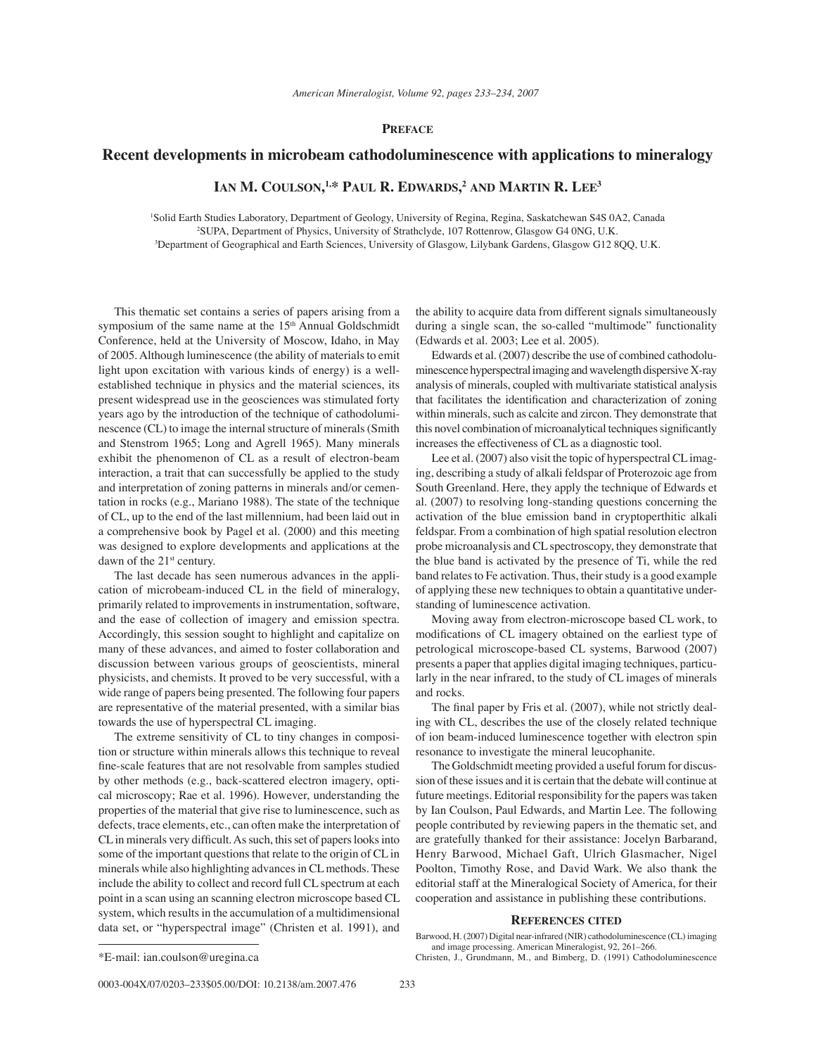**PREFACE**

# Recent developments in microbeam cathodoluminescence with applications to mineralogy

**IAN M. COULSON,[1,*] PAUL R. EDWARDS,[2] AND MARTIN R. LEE[3]**

[1]Solid Earth Studies Laboratory, Department of Geology, University of Regina, Regina, Saskatchewan S4S 0A2, Canada
[2]SUPA, Department of Physics, University of Strathclyde, 107 Rottenrow, Glasgow G4 0NG, U.K.
[3]Department of Geographical and Earth Sciences, University of Glasgow, Lilybank Gardens, Glasgow G12 8QQ, U.K.

This thematic set contains a series of papers arising from a symposium of the same name at the 15th Annual Goldschmidt Conference, held at the University of Moscow, Idaho, in May of 2005. Although luminescence (the ability of materials to emit light upon excitation with various kinds of energy) is a well-established technique in physics and the material sciences, its present widespread use in the geosciences was stimulated forty years ago by the introduction of the technique of cathodoluminescence (CL) to image the internal structure of minerals (Smith and Stenstrom 1965; Long and Agrell 1965). Many minerals exhibit the phenomenon of CL as a result of electron-beam interaction, a trait that can successfully be applied to the study and interpretation of zoning patterns in minerals and/or cementation in rocks (e.g., Mariano 1988). The state of the technique of CL, up to the end of the last millennium, had been laid out in a comprehensive book by Pagel et al. (2000) and this meeting was designed to explore developments and applications at the dawn of the 21st century.

The last decade has seen numerous advances in the application of microbeam-induced CL in the field of mineralogy, primarily related to improvements in instrumentation, software, and the ease of collection of imagery and emission spectra. Accordingly, this session sought to highlight and capitalize on many of these advances, and aimed to foster collaboration and discussion between various groups of geoscientists, mineral physicists, and chemists. It proved to be very successful, with a wide range of papers being presented. The following four papers are representative of the material presented, with a similar bias towards the use of hyperspectral CL imaging.

The extreme sensitivity of CL to tiny changes in composition or structure within minerals allows this technique to reveal fine-scale features that are not resolvable from samples studied by other methods (e.g., back-scattered electron imagery, optical microscopy; Rae et al. 1996). However, understanding the properties of the material that give rise to luminescence, such as defects, trace elements, etc., can often make the interpretation of CL in minerals very difficult. As such, this set of papers looks into some of the important questions that relate to the origin of CL in minerals while also highlighting advances in CL methods. These include the ability to collect and record full CL spectrum at each point in a scan using an scanning electron microscope based CL system, which results in the accumulation of a multidimensional data set, or "hyperspectral image" (Christen et al. 1991), and the ability to acquire data from different signals simultaneously during a single scan, the so-called "multimode" functionality (Edwards et al. 2003; Lee et al. 2005).

Edwards et al. (2007) describe the use of combined cathodoluminescence hyperspectral imaging and wavelength dispersive X-ray analysis of minerals, coupled with multivariate statistical analysis that facilitates the identification and characterization of zoning within minerals, such as calcite and zircon. They demonstrate that this novel combination of microanalytical techniques significantly increases the effectiveness of CL as a diagnostic tool.

Lee et al. (2007) also visit the topic of hyperspectral CL imaging, describing a study of alkali feldspar of Proterozoic age from South Greenland. Here, they apply the technique of Edwards et al. (2007) to resolving long-standing questions concerning the activation of the blue emission band in cryptoperthitic alkali feldspar. From a combination of high spatial resolution electron probe microanalysis and CL spectroscopy, they demonstrate that the blue band is activated by the presence of Ti, while the red band relates to Fe activation. Thus, their study is a good example of applying these new techniques to obtain a quantitative understanding of luminescence activation.

Moving away from electron-microscope based CL work, to modifications of CL imagery obtained on the earliest type of petrological microscope-based CL systems, Barwood (2007) presents a paper that applies digital imaging techniques, particularly in the near infrared, to the study of CL images of minerals and rocks.

The final paper by Fris et al. (2007), while not strictly dealing with CL, describes the use of the closely related technique of ion beam-induced luminescence together with electron spin resonance to investigate the mineral leucophanite.

The Goldschmidt meeting provided a useful forum for discussion of these issues and it is certain that the debate will continue at future meetings. Editorial responsibility for the papers was taken by Ian Coulson, Paul Edwards, and Martin Lee. The following people contributed by reviewing papers in the thematic set, and are gratefully thanked for their assistance: Jocelyn Barbarand, Henry Barwood, Michael Gaft, Ulrich Glasmacher, Nigel Poolton, Timothy Rose, and David Wark. We also thank the editorial staff at the Mineralogical Society of America, for their cooperation and assistance in publishing these contributions.

## REFERENCES CITED

Barwood, H. (2007) Digital near-infrared (NIR) cathodoluminescence (CL) imaging and image processing. American Mineralogist, 92, 261–266.

Christen, J., Grundmann, M., and Bimberg, D. (1991) Cathodoluminescence

*E-mail: ian.coulson@uregina.ca

0003-004X/07/0203–233$05.00/DOI: 10.2138/am.2007.476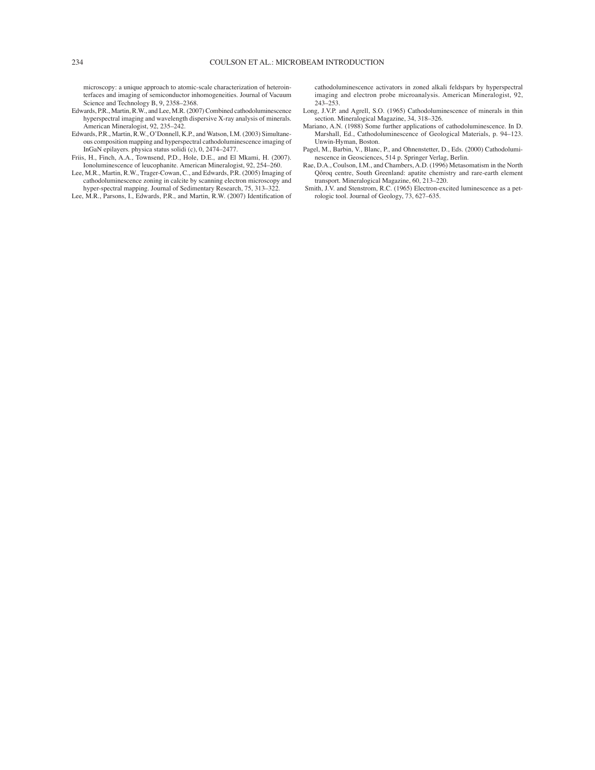microscopy: a unique approach to atomic-scale characterization of heterointerfaces and imaging of semiconductor inhomogeneities. Journal of Vacuum Science and Technology B, 9, 2358–2368.

Edwards, P.R., Martin, R.W., and Lee, M.R. (2007) Combined cathodoluminescence hyperspectral imaging and wavelength dispersive X-ray analysis of minerals. American Mineralogist, 92, 235–242.

Edwards, P.R., Martin, R.W., O'Donnell, K.P., and Watson, I.M. (2003) Simultaneous composition mapping and hyperspectral cathodoluminescence imaging of InGaN epilayers. physica status solidi (c), 0, 2474–2477.

Friis, H., Finch, A.A., Townsend, P.D., Hole, D.E., and El Mkami, H. (2007). Ionoluminescence of leucophanite. American Mineralogist, 92, 254–260.

Lee, M.R., Martin, R.W., Trager-Cowan, C., and Edwards, P.R. (2005) Imaging of cathodoluminescence zoning in calcite by scanning electron microscopy and hyper-spectral mapping. Journal of Sedimentary Research, 75, 313–322.

Lee, M.R., Parsons, I., Edwards, P.R., and Martin, R.W. (2007) Identification of cathodoluminescence activators in zoned alkali feldspars by hyperspectral imaging and electron probe microanalysis. American Mineralogist, 92, 243–253.

Long, J.V.P. and Agrell, S.O. (1965) Cathodoluminescence of minerals in thin section. Mineralogical Magazine, 34, 318–326.

Mariano, A.N. (1988) Some further applications of cathodoluminescence. In D. Marshall, Ed., Cathodoluminescence of Geological Materials, p. 94–123. Unwin-Hyman, Boston.

Pagel, M., Barbin, V., Blanc, P., and Ohnenstetter, D., Eds. (2000) Cathodoluminescence in Geosciences, 514 p. Springer Verlag, Berlin.

Rae, D.A., Coulson, I.M., and Chambers, A.D. (1996) Metasomatism in the North Qôroq centre, South Greenland: apatite chemistry and rare-earth element transport. Mineralogical Magazine, 60, 213–220.

Smith, J.V. and Stenstrom, R.C. (1965) Electron-excited luminescence as a petrologic tool. Journal of Geology, 73, 627–635.